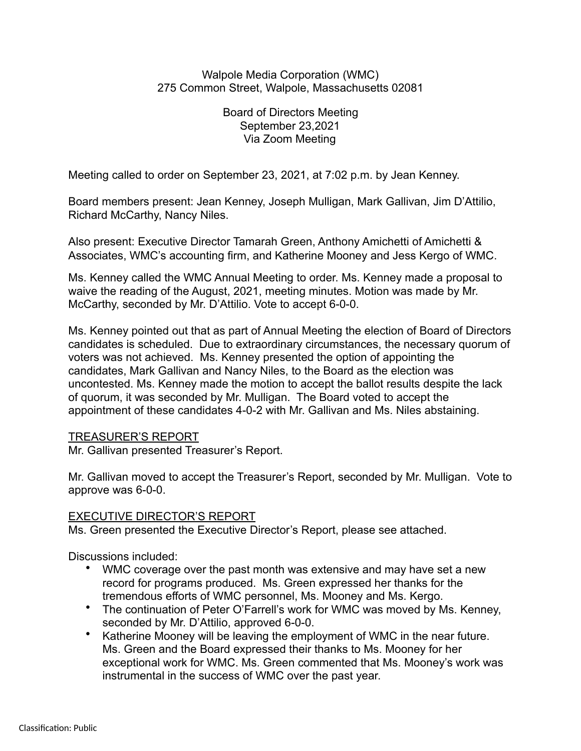Walpole Media Corporation (WMC)
275 Common Street, Walpole, Massachusetts 02081

Board of Directors Meeting
September 23,2021
Via Zoom Meeting

Meeting called to order on September 23, 2021, at 7:02 p.m. by Jean Kenney.

Board members present: Jean Kenney, Joseph Mulligan, Mark Gallivan, Jim D'Attilio, Richard McCarthy, Nancy Niles.

Also present: Executive Director Tamarah Green, Anthony Amichetti of Amichetti & Associates, WMC's accounting firm, and Katherine Mooney and Jess Kergo of WMC.

Ms. Kenney called the WMC Annual Meeting to order. Ms. Kenney made a proposal to waive the reading of the August, 2021, meeting minutes. Motion was made by Mr. McCarthy, seconded by Mr. D'Attilio. Vote to accept 6-0-0.

Ms. Kenney pointed out that as part of Annual Meeting the election of Board of Directors candidates is scheduled. Due to extraordinary circumstances, the necessary quorum of voters was not achieved. Ms. Kenney presented the option of appointing the candidates, Mark Gallivan and Nancy Niles, to the Board as the election was uncontested. Ms. Kenney made the motion to accept the ballot results despite the lack of quorum, it was seconded by Mr. Mulligan. The Board voted to accept the appointment of these candidates 4-0-2 with Mr. Gallivan and Ms. Niles abstaining.

<u>TREASURER'S REPORT</u>
Mr. Gallivan presented Treasurer's Report.

Mr. Gallivan moved to accept the Treasurer's Report, seconded by Mr. Mulligan. Vote to approve was 6-0-0.

<u>EXECUTIVE DIRECTOR'S REPORT</u>
Ms. Green presented the Executive Director's Report, please see attached.

Discussions included:

- WMC coverage over the past month was extensive and may have set a new record for programs produced. Ms. Green expressed her thanks for the tremendous efforts of WMC personnel, Ms. Mooney and Ms. Kergo.
- The continuation of Peter O'Farrell's work for WMC was moved by Ms. Kenney, seconded by Mr. D'Attilio, approved 6-0-0.
- Katherine Mooney will be leaving the employment of WMC in the near future. Ms. Green and the Board expressed their thanks to Ms. Mooney for her exceptional work for WMC. Ms. Green commented that Ms. Mooney's work was instrumental in the success of WMC over the past year.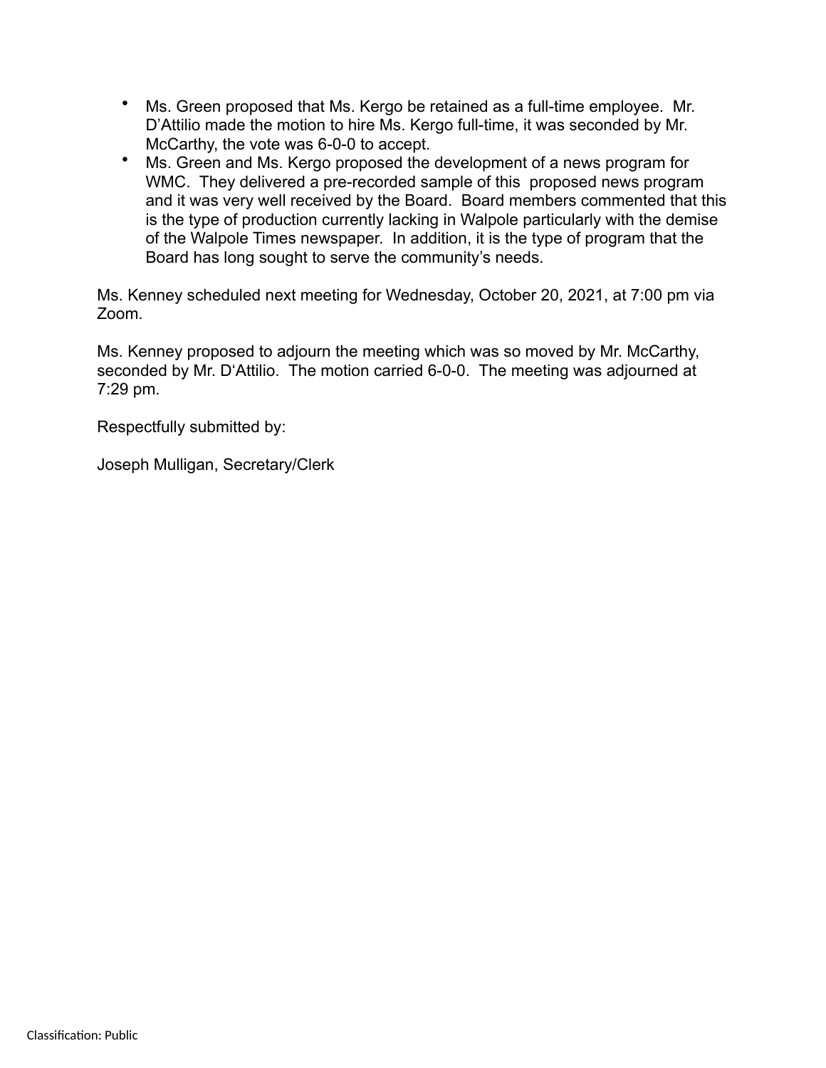- Ms. Green proposed that Ms. Kergo be retained as a full-time employee. Mr. D'Attilio made the motion to hire Ms. Kergo full-time, it was seconded by Mr. McCarthy, the vote was 6-0-0 to accept.
- Ms. Green and Ms. Kergo proposed the development of a news program for WMC. They delivered a pre-recorded sample of this proposed news program and it was very well received by the Board. Board members commented that this is the type of production currently lacking in Walpole particularly with the demise of the Walpole Times newspaper. In addition, it is the type of program that the Board has long sought to serve the community's needs.

Ms. Kenney scheduled next meeting for Wednesday, October 20, 2021, at 7:00 pm via Zoom.

Ms. Kenney proposed to adjourn the meeting which was so moved by Mr. McCarthy, seconded by Mr. D'Attilio. The motion carried 6-0-0. The meeting was adjourned at 7:29 pm.

Respectfully submitted by:

Joseph Mulligan, Secretary/Clerk